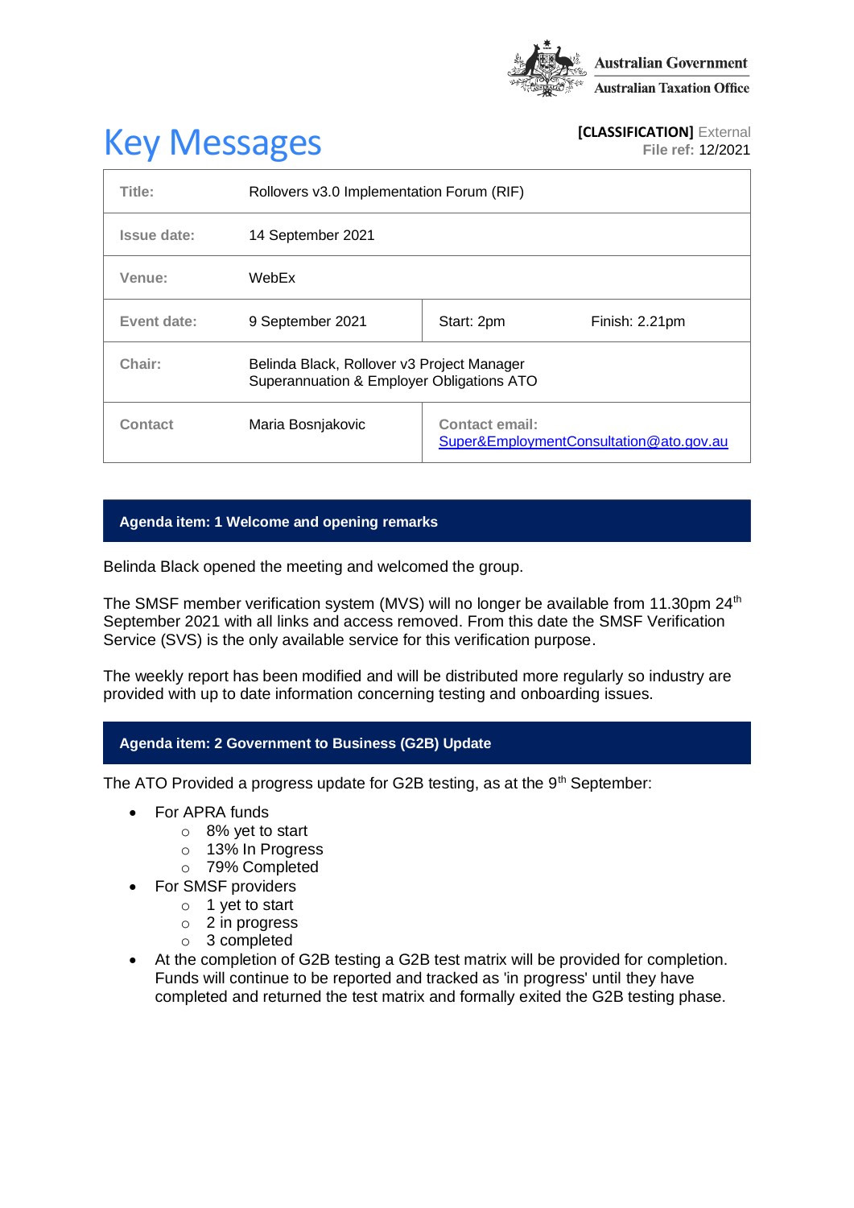Australian Government
Australian Taxation Office

# Key Messages

**[CLASSIFICATION]** External
**File ref:** 12/2021

| | | | |
|---|---|---|---|
| **Title:** | Rollovers v3.0 Implementation Forum (RIF) | | |
| **Issue date:** | 14 September 2021 | | |
| **Venue:** | WebEx | | |
| **Event date:** | 9 September 2021 | Start: 2pm | Finish: 2.21pm |
| **Chair:** | Belinda Black, Rollover v3 Project Manager<br>Superannuation & Employer Obligations ATO | | |
| **Contact** | Maria Bosnjakovic | **Contact email:**<br>Super&EmploymentConsultation@ato.gov.au | |

## Agenda item: 1 Welcome and opening remarks

Belinda Black opened the meeting and welcomed the group.

The SMSF member verification system (MVS) will no longer be available from 11.30pm 24th September 2021 with all links and access removed. From this date the SMSF Verification Service (SVS) is the only available service for this verification purpose.

The weekly report has been modified and will be distributed more regularly so industry are provided with up to date information concerning testing and onboarding issues.

## Agenda item: 2 Government to Business (G2B) Update

The ATO Provided a progress update for G2B testing, as at the 9th September:

- For APRA funds
  - 8% yet to start
  - 13% In Progress
  - 79% Completed
- For SMSF providers
  - 1 yet to start
  - 2 in progress
  - 3 completed
- At the completion of G2B testing a G2B test matrix will be provided for completion. Funds will continue to be reported and tracked as 'in progress' until they have completed and returned the test matrix and formally exited the G2B testing phase.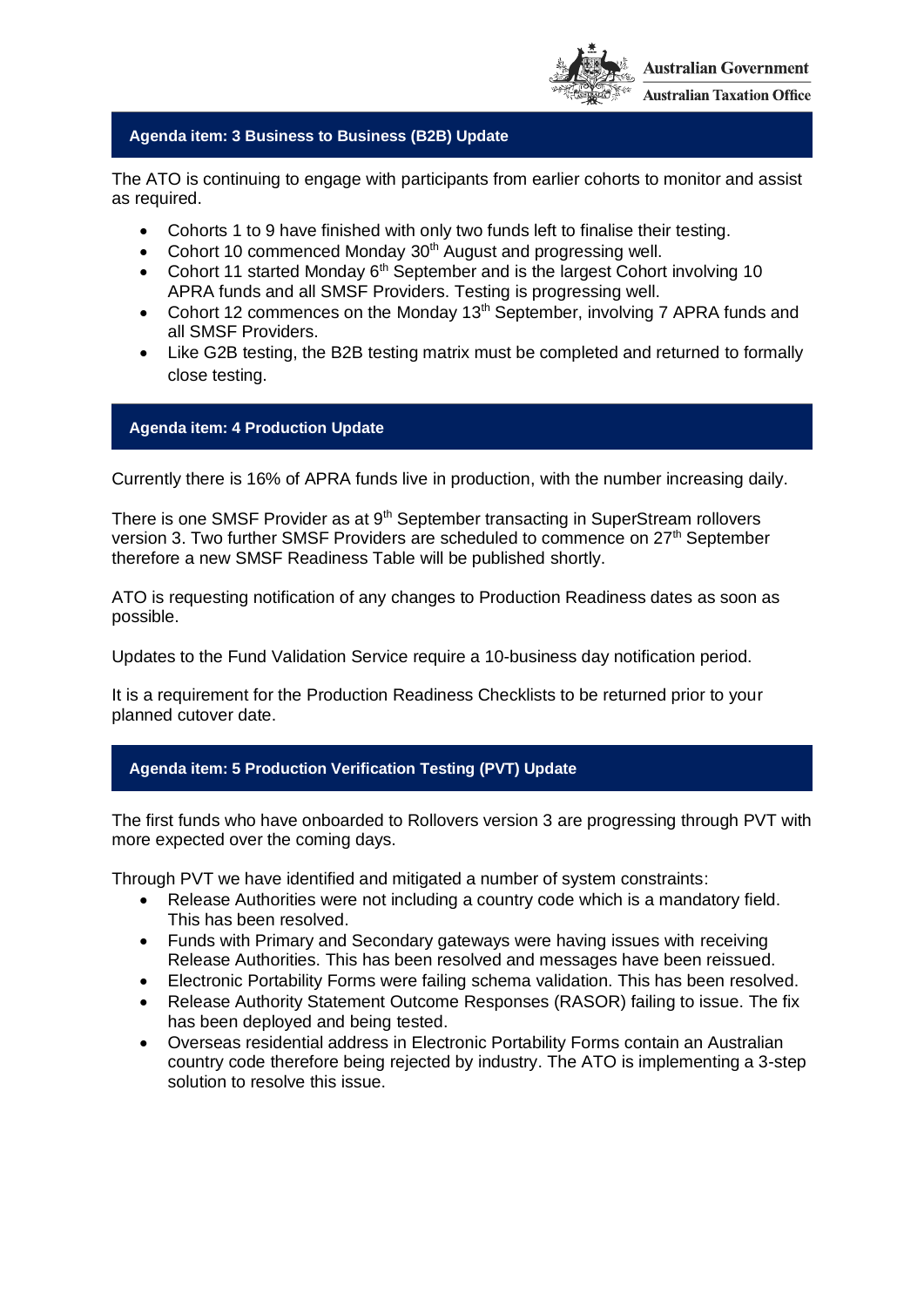## Agenda item: 3 Business to Business (B2B) Update

The ATO is continuing to engage with participants from earlier cohorts to monitor and assist as required.

- Cohorts 1 to 9 have finished with only two funds left to finalise their testing.
- Cohort 10 commenced Monday 30th August and progressing well.
- Cohort 11 started Monday 6th September and is the largest Cohort involving 10 APRA funds and all SMSF Providers. Testing is progressing well.
- Cohort 12 commences on the Monday 13th September, involving 7 APRA funds and all SMSF Providers.
- Like G2B testing, the B2B testing matrix must be completed and returned to formally close testing.

## Agenda item: 4 Production Update

Currently there is 16% of APRA funds live in production, with the number increasing daily.

There is one SMSF Provider as at 9th September transacting in SuperStream rollovers version 3. Two further SMSF Providers are scheduled to commence on 27th September therefore a new SMSF Readiness Table will be published shortly.

ATO is requesting notification of any changes to Production Readiness dates as soon as possible.

Updates to the Fund Validation Service require a 10-business day notification period.

It is a requirement for the Production Readiness Checklists to be returned prior to your planned cutover date.

## Agenda item: 5 Production Verification Testing (PVT) Update

The first funds who have onboarded to Rollovers version 3 are progressing through PVT with more expected over the coming days.

Through PVT we have identified and mitigated a number of system constraints:

- Release Authorities were not including a country code which is a mandatory field. This has been resolved.
- Funds with Primary and Secondary gateways were having issues with receiving Release Authorities. This has been resolved and messages have been reissued.
- Electronic Portability Forms were failing schema validation. This has been resolved.
- Release Authority Statement Outcome Responses (RASOR) failing to issue. The fix has been deployed and being tested.
- Overseas residential address in Electronic Portability Forms contain an Australian country code therefore being rejected by industry. The ATO is implementing a 3-step solution to resolve this issue.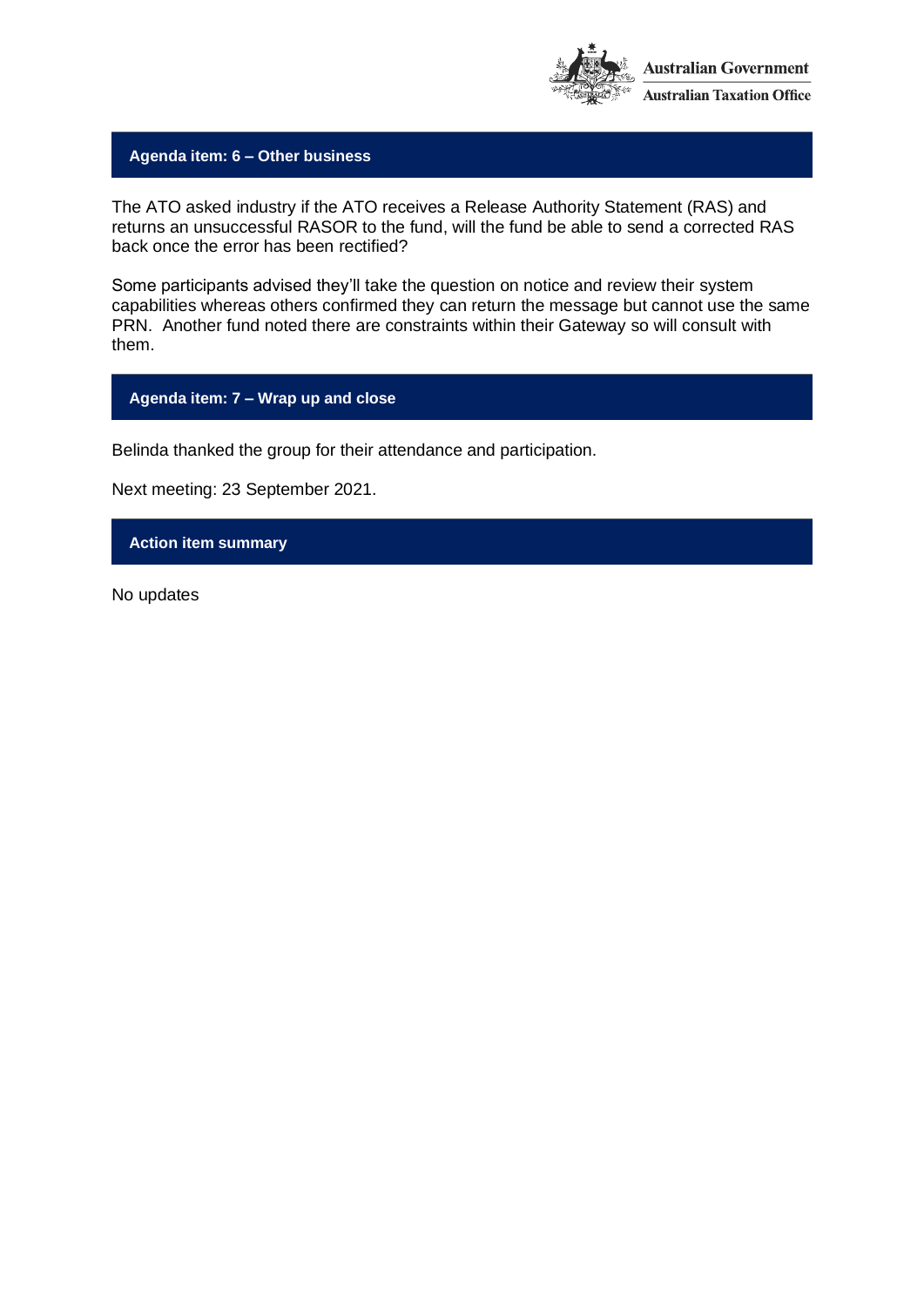## Agenda item: 6 – Other business

The ATO asked industry if the ATO receives a Release Authority Statement (RAS) and returns an unsuccessful RASOR to the fund, will the fund be able to send a corrected RAS back once the error has been rectified?

Some participants advised they'll take the question on notice and review their system capabilities whereas others confirmed they can return the message but cannot use the same PRN. Another fund noted there are constraints within their Gateway so will consult with them.

## Agenda item: 7 – Wrap up and close

Belinda thanked the group for their attendance and participation.

Next meeting: 23 September 2021.

## Action item summary

No updates